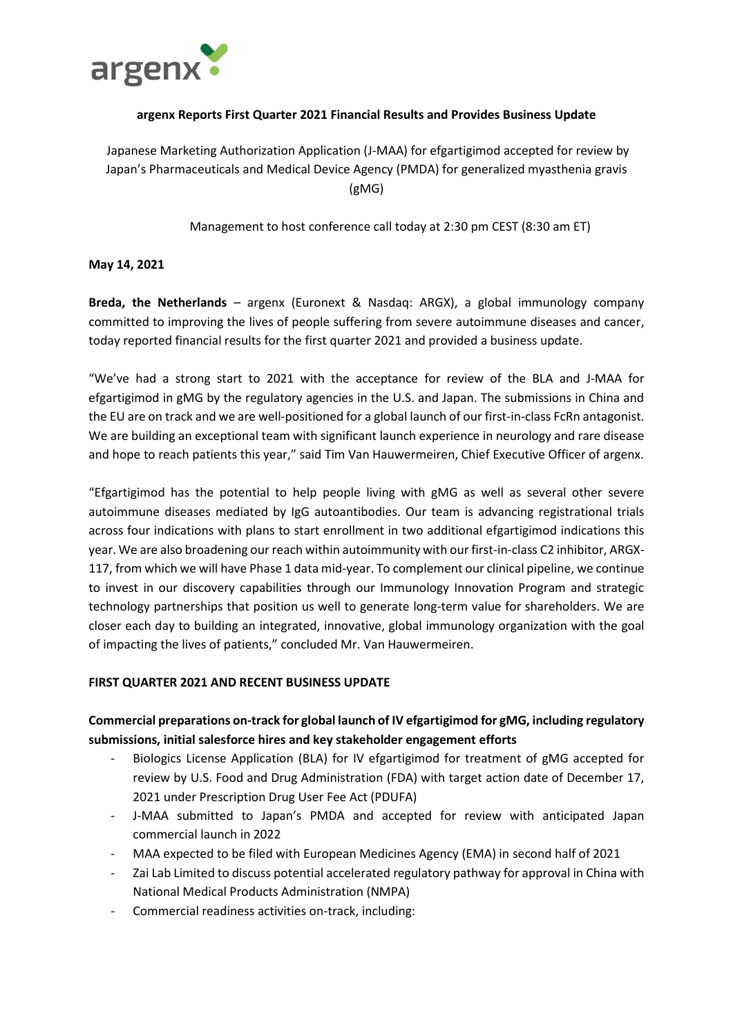**argenx Reports First Quarter 2021 Financial Results and Provides Business Update**

Japanese Marketing Authorization Application (J-MAA) for efgartigimod accepted for review by Japan's Pharmaceuticals and Medical Device Agency (PMDA) for generalized myasthenia gravis (gMG)

Management to host conference call today at 2:30 pm CEST (8:30 am ET)

**May 14, 2021**

**Breda, the Netherlands** – argenx (Euronext & Nasdaq: ARGX), a global immunology company committed to improving the lives of people suffering from severe autoimmune diseases and cancer, today reported financial results for the first quarter 2021 and provided a business update.

"We've had a strong start to 2021 with the acceptance for review of the BLA and J-MAA for efgartigimod in gMG by the regulatory agencies in the U.S. and Japan. The submissions in China and the EU are on track and we are well-positioned for a global launch of our first-in-class FcRn antagonist. We are building an exceptional team with significant launch experience in neurology and rare disease and hope to reach patients this year," said Tim Van Hauwermeiren, Chief Executive Officer of argenx.

"Efgartigimod has the potential to help people living with gMG as well as several other severe autoimmune diseases mediated by IgG autoantibodies. Our team is advancing registrational trials across four indications with plans to start enrollment in two additional efgartigimod indications this year. We are also broadening our reach within autoimmunity with our first-in-class C2 inhibitor, ARGX-117, from which we will have Phase 1 data mid-year. To complement our clinical pipeline, we continue to invest in our discovery capabilities through our Immunology Innovation Program and strategic technology partnerships that position us well to generate long-term value for shareholders. We are closer each day to building an integrated, innovative, global immunology organization with the goal of impacting the lives of patients," concluded Mr. Van Hauwermeiren.

**FIRST QUARTER 2021 AND RECENT BUSINESS UPDATE**

**Commercial preparations on-track for global launch of IV efgartigimod for gMG, including regulatory submissions, initial salesforce hires and key stakeholder engagement efforts**

- Biologics License Application (BLA) for IV efgartigimod for treatment of gMG accepted for review by U.S. Food and Drug Administration (FDA) with target action date of December 17, 2021 under Prescription Drug User Fee Act (PDUFA)
- J-MAA submitted to Japan's PMDA and accepted for review with anticipated Japan commercial launch in 2022
- MAA expected to be filed with European Medicines Agency (EMA) in second half of 2021
- Zai Lab Limited to discuss potential accelerated regulatory pathway for approval in China with National Medical Products Administration (NMPA)
- Commercial readiness activities on-track, including: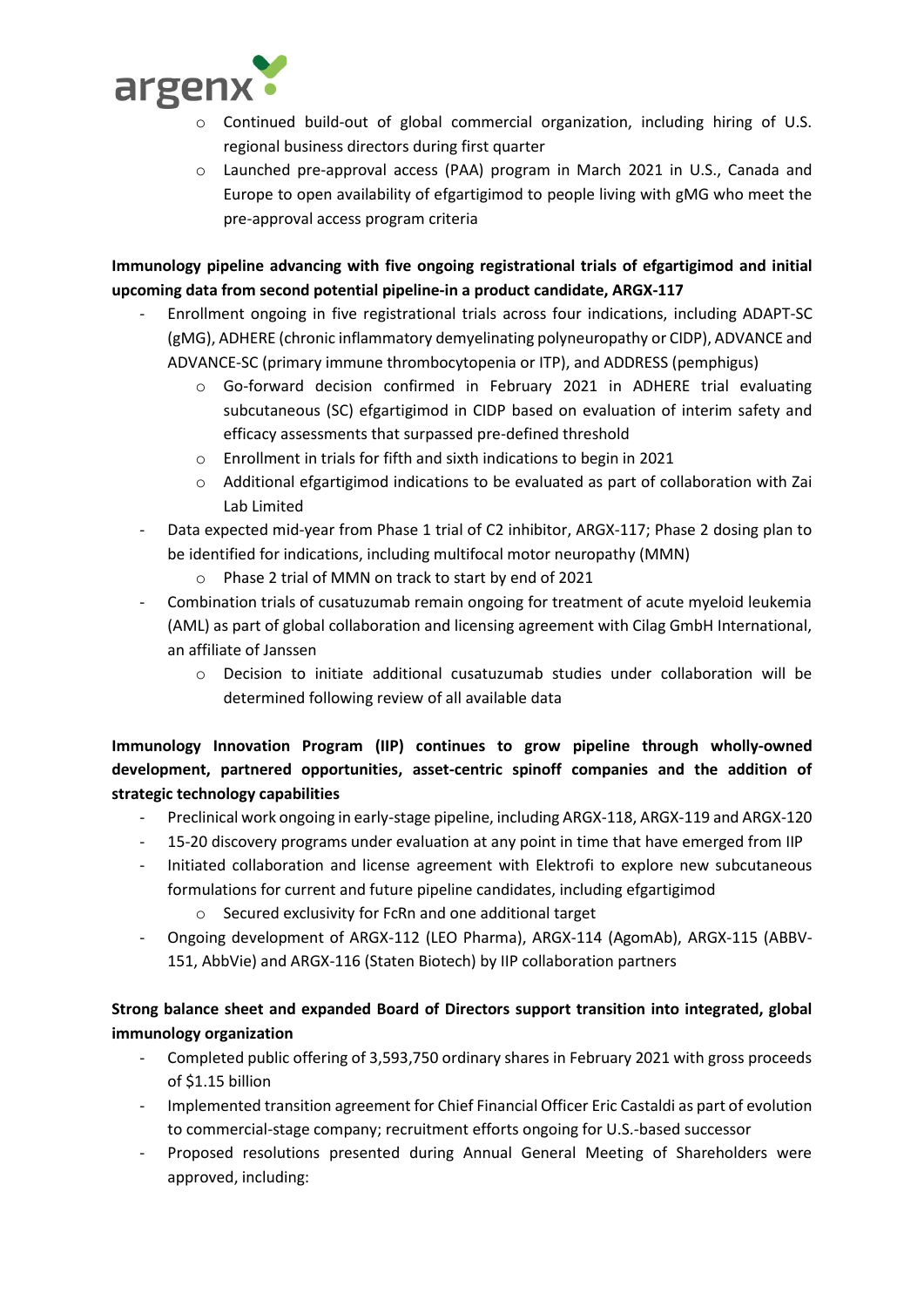- Continued build-out of global commercial organization, including hiring of U.S. regional business directors during first quarter
- Launched pre-approval access (PAA) program in March 2021 in U.S., Canada and Europe to open availability of efgartigimod to people living with gMG who meet the pre-approval access program criteria

**Immunology pipeline advancing with five ongoing registrational trials of efgartigimod and initial upcoming data from second potential pipeline-in a product candidate, ARGX-117**

- Enrollment ongoing in five registrational trials across four indications, including ADAPT-SC (gMG), ADHERE (chronic inflammatory demyelinating polyneuropathy or CIDP), ADVANCE and ADVANCE-SC (primary immune thrombocytopenia or ITP), and ADDRESS (pemphigus)
  - Go-forward decision confirmed in February 2021 in ADHERE trial evaluating subcutaneous (SC) efgartigimod in CIDP based on evaluation of interim safety and efficacy assessments that surpassed pre-defined threshold
  - Enrollment in trials for fifth and sixth indications to begin in 2021
  - Additional efgartigimod indications to be evaluated as part of collaboration with Zai Lab Limited
- Data expected mid-year from Phase 1 trial of C2 inhibitor, ARGX-117; Phase 2 dosing plan to be identified for indications, including multifocal motor neuropathy (MMN)
  - Phase 2 trial of MMN on track to start by end of 2021
- Combination trials of cusatuzumab remain ongoing for treatment of acute myeloid leukemia (AML) as part of global collaboration and licensing agreement with Cilag GmbH International, an affiliate of Janssen
  - Decision to initiate additional cusatuzumab studies under collaboration will be determined following review of all available data

**Immunology Innovation Program (IIP) continues to grow pipeline through wholly-owned development, partnered opportunities, asset-centric spinoff companies and the addition of strategic technology capabilities**

- Preclinical work ongoing in early-stage pipeline, including ARGX-118, ARGX-119 and ARGX-120
- 15-20 discovery programs under evaluation at any point in time that have emerged from IIP
- Initiated collaboration and license agreement with Elektrofi to explore new subcutaneous formulations for current and future pipeline candidates, including efgartigimod
  - Secured exclusivity for FcRn and one additional target
- Ongoing development of ARGX-112 (LEO Pharma), ARGX-114 (AgomAb), ARGX-115 (ABBV-151, AbbVie) and ARGX-116 (Staten Biotech) by IIP collaboration partners

**Strong balance sheet and expanded Board of Directors support transition into integrated, global immunology organization**

- Completed public offering of 3,593,750 ordinary shares in February 2021 with gross proceeds of $1.15 billion
- Implemented transition agreement for Chief Financial Officer Eric Castaldi as part of evolution to commercial-stage company; recruitment efforts ongoing for U.S.-based successor
- Proposed resolutions presented during Annual General Meeting of Shareholders were approved, including: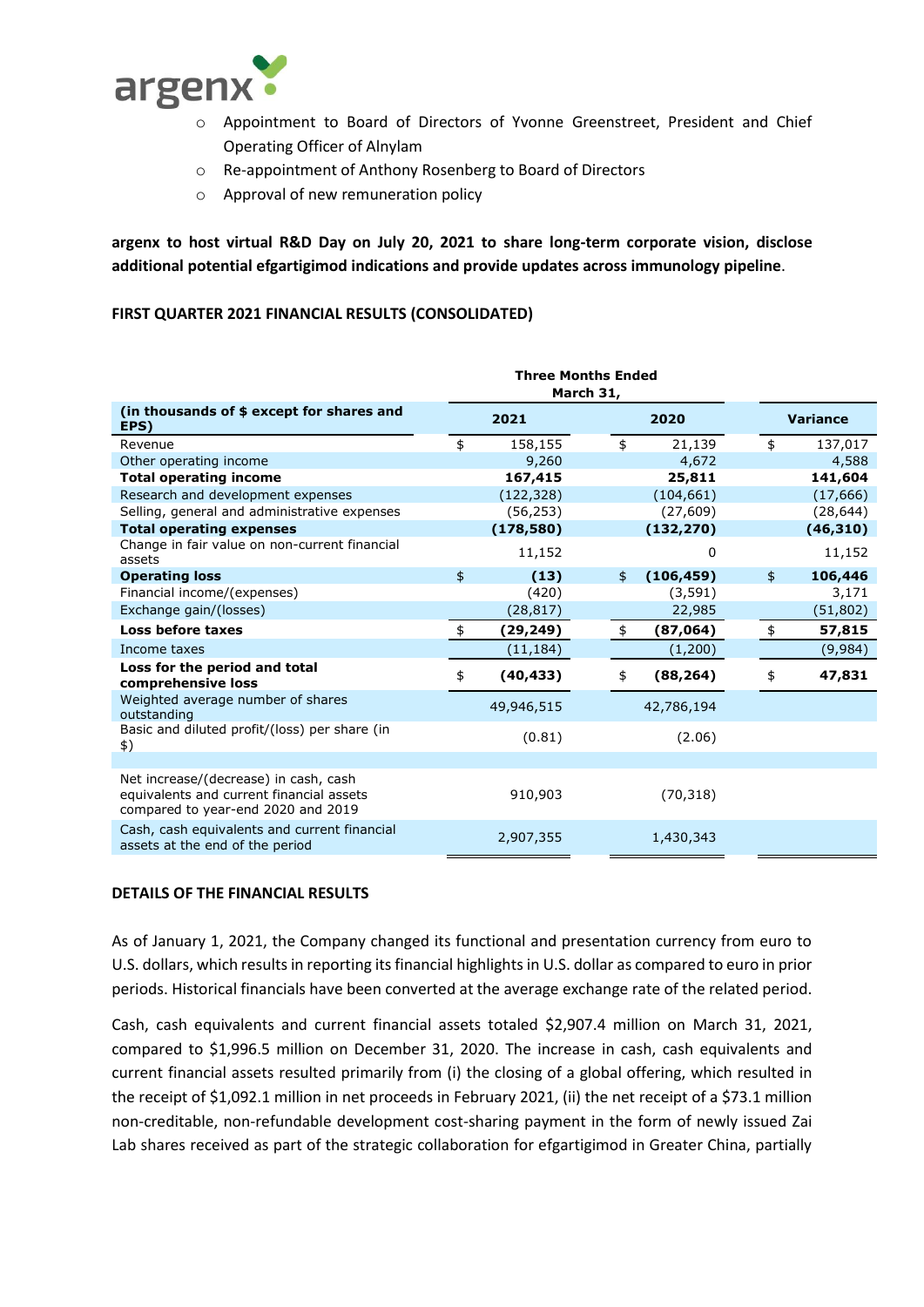- Appointment to Board of Directors of Yvonne Greenstreet, President and Chief Operating Officer of Alnylam
  - Re-appointment of Anthony Rosenberg to Board of Directors
  - Approval of new remuneration policy

**argenx to host virtual R&D Day on July 20, 2021 to share long-term corporate vision, disclose additional potential efgartigimod indications and provide updates across immunology pipeline**.

**FIRST QUARTER 2021 FINANCIAL RESULTS (CONSOLIDATED)**

| | Three Months Ended March 31, | | |
|---|---|---|---|
| **(in thousands of $ except for shares and EPS)** | **2021** | **2020** | **Variance** |
| Revenue | $ 158,155 | $ 21,139 | $ 137,017 |
| Other operating income | 9,260 | 4,672 | 4,588 |
| **Total operating income** | **167,415** | **25,811** | **141,604** |
| Research and development expenses | (122,328) | (104,661) | (17,666) |
| Selling, general and administrative expenses | (56,253) | (27,609) | (28,644) |
| **Total operating expenses** | **(178,580)** | **(132,270)** | **(46,310)** |
| Change in fair value on non-current financial assets | 11,152 | 0 | 11,152 |
| **Operating loss** | **$ (13)** | **$ (106,459)** | **$ 106,446** |
| Financial income/(expenses) | (420) | (3,591) | 3,171 |
| Exchange gain/(losses) | (28,817) | 22,985 | (51,802) |
| **Loss before taxes** | **$ (29,249)** | **$ (87,064)** | **$ 57,815** |
| Income taxes | (11,184) | (1,200) | (9,984) |
| **Loss for the period and total comprehensive loss** | **$ (40,433)** | **$ (88,264)** | **$ 47,831** |
| Weighted average number of shares outstanding | 49,946,515 | 42,786,194 | |
| Basic and diluted profit/(loss) per share (in $) | (0.81) | (2.06) | |
| | | | |
| Net increase/(decrease) in cash, cash equivalents and current financial assets compared to year-end 2020 and 2019 | 910,903 | (70,318) | |
| Cash, cash equivalents and current financial assets at the end of the period | 2,907,355 | 1,430,343 | |

**DETAILS OF THE FINANCIAL RESULTS**

As of January 1, 2021, the Company changed its functional and presentation currency from euro to U.S. dollars, which results in reporting its financial highlights in U.S. dollar as compared to euro in prior periods. Historical financials have been converted at the average exchange rate of the related period.

Cash, cash equivalents and current financial assets totaled $2,907.4 million on March 31, 2021, compared to $1,996.5 million on December 31, 2020. The increase in cash, cash equivalents and current financial assets resulted primarily from (i) the closing of a global offering, which resulted in the receipt of $1,092.1 million in net proceeds in February 2021, (ii) the net receipt of a $73.1 million non-creditable, non-refundable development cost-sharing payment in the form of newly issued Zai Lab shares received as part of the strategic collaboration for efgartigimod in Greater China, partially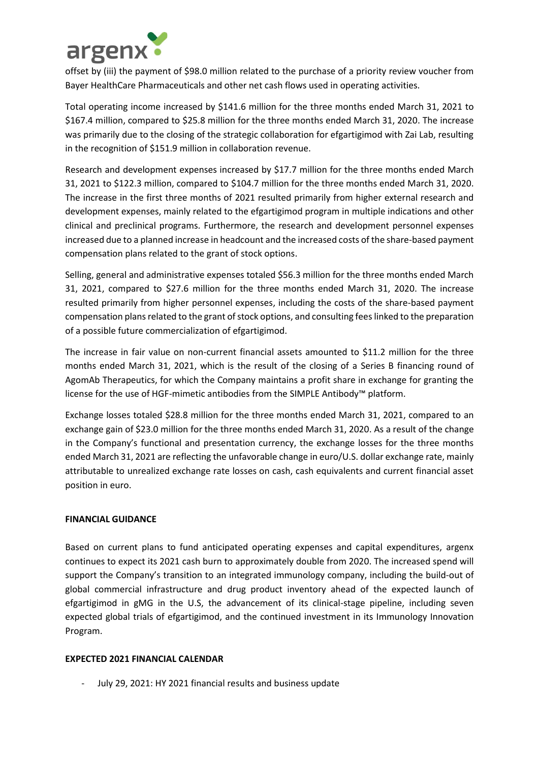offset by (iii) the payment of $98.0 million related to the purchase of a priority review voucher from Bayer HealthCare Pharmaceuticals and other net cash flows used in operating activities.

Total operating income increased by $141.6 million for the three months ended March 31, 2021 to $167.4 million, compared to $25.8 million for the three months ended March 31, 2020. The increase was primarily due to the closing of the strategic collaboration for efgartigimod with Zai Lab, resulting in the recognition of $151.9 million in collaboration revenue.

Research and development expenses increased by $17.7 million for the three months ended March 31, 2021 to $122.3 million, compared to $104.7 million for the three months ended March 31, 2020. The increase in the first three months of 2021 resulted primarily from higher external research and development expenses, mainly related to the efgartigimod program in multiple indications and other clinical and preclinical programs. Furthermore, the research and development personnel expenses increased due to a planned increase in headcount and the increased costs of the share-based payment compensation plans related to the grant of stock options.

Selling, general and administrative expenses totaled $56.3 million for the three months ended March 31, 2021, compared to $27.6 million for the three months ended March 31, 2020. The increase resulted primarily from higher personnel expenses, including the costs of the share-based payment compensation plans related to the grant of stock options, and consulting fees linked to the preparation of a possible future commercialization of efgartigimod.

The increase in fair value on non-current financial assets amounted to $11.2 million for the three months ended March 31, 2021, which is the result of the closing of a Series B financing round of AgomAb Therapeutics, for which the Company maintains a profit share in exchange for granting the license for the use of HGF-mimetic antibodies from the SIMPLE Antibody™ platform.

Exchange losses totaled $28.8 million for the three months ended March 31, 2021, compared to an exchange gain of $23.0 million for the three months ended March 31, 2020. As a result of the change in the Company's functional and presentation currency, the exchange losses for the three months ended March 31, 2021 are reflecting the unfavorable change in euro/U.S. dollar exchange rate, mainly attributable to unrealized exchange rate losses on cash, cash equivalents and current financial asset position in euro.

**FINANCIAL GUIDANCE**

Based on current plans to fund anticipated operating expenses and capital expenditures, argenx continues to expect its 2021 cash burn to approximately double from 2020. The increased spend will support the Company's transition to an integrated immunology company, including the build-out of global commercial infrastructure and drug product inventory ahead of the expected launch of efgartigimod in gMG in the U.S, the advancement of its clinical-stage pipeline, including seven expected global trials of efgartigimod, and the continued investment in its Immunology Innovation Program.

**EXPECTED 2021 FINANCIAL CALENDAR**

- July 29, 2021: HY 2021 financial results and business update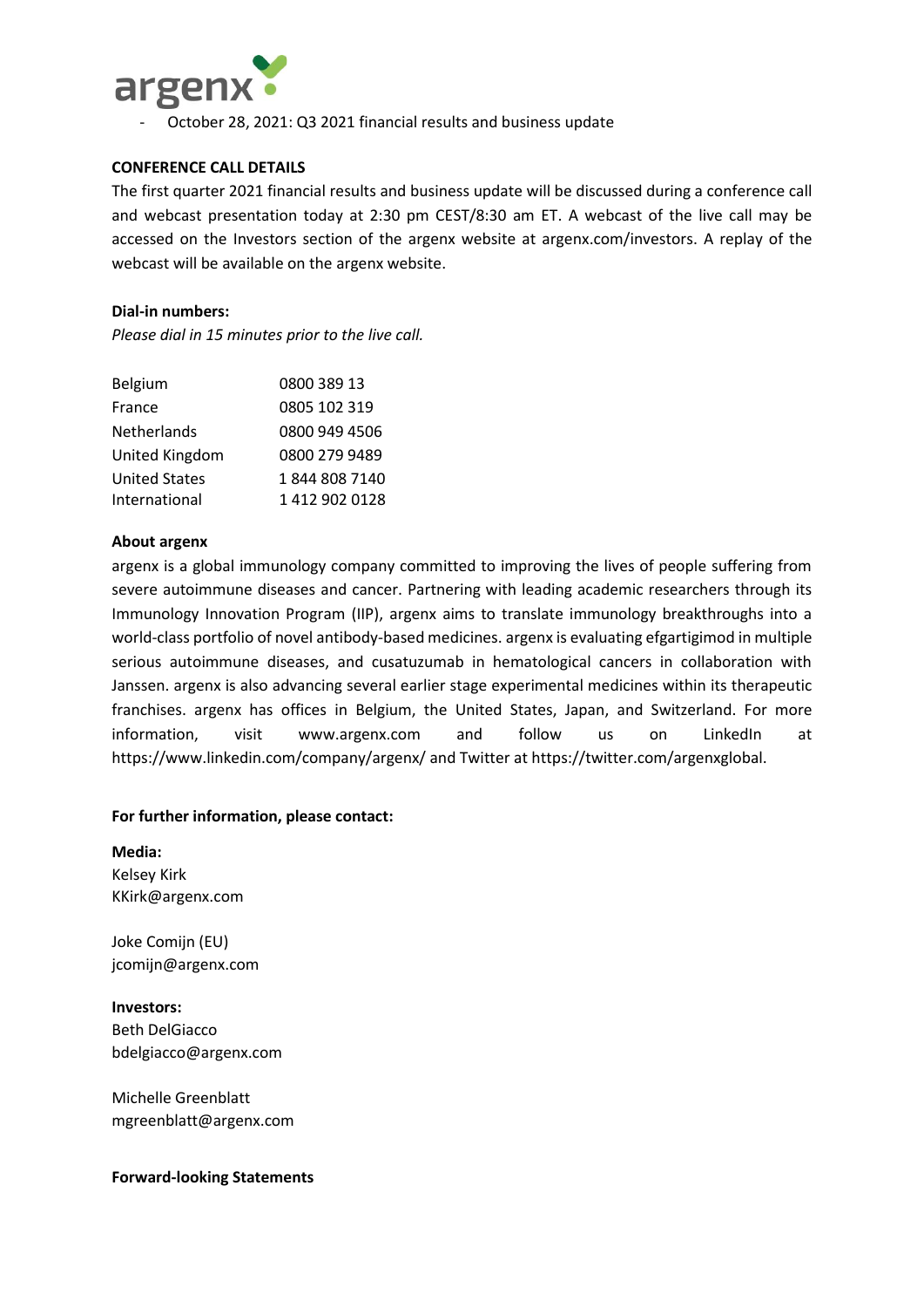- October 28, 2021: Q3 2021 financial results and business update

**CONFERENCE CALL DETAILS**

The first quarter 2021 financial results and business update will be discussed during a conference call and webcast presentation today at 2:30 pm CEST/8:30 am ET. A webcast of the live call may be accessed on the Investors section of the argenx website at argenx.com/investors. A replay of the webcast will be available on the argenx website.

**Dial-in numbers:**

*Please dial in 15 minutes prior to the live call.*

| | |
|---|---|
| Belgium | 0800 389 13 |
| France | 0805 102 319 |
| Netherlands | 0800 949 4506 |
| United Kingdom | 0800 279 9489 |
| United States | 1 844 808 7140 |
| International | 1 412 902 0128 |

**About argenx**

argenx is a global immunology company committed to improving the lives of people suffering from severe autoimmune diseases and cancer. Partnering with leading academic researchers through its Immunology Innovation Program (IIP), argenx aims to translate immunology breakthroughs into a world-class portfolio of novel antibody-based medicines. argenx is evaluating efgartigimod in multiple serious autoimmune diseases, and cusatuzumab in hematological cancers in collaboration with Janssen. argenx is also advancing several earlier stage experimental medicines within its therapeutic franchises. argenx has offices in Belgium, the United States, Japan, and Switzerland. For more information, visit www.argenx.com and follow us on LinkedIn at https://www.linkedin.com/company/argenx/ and Twitter at https://twitter.com/argenxglobal.

**For further information, please contact:**

**Media:**
Kelsey Kirk
KKirk@argenx.com

Joke Comijn (EU)
jcomijn@argenx.com

**Investors:**
Beth DelGiacco
bdelgiacco@argenx.com

Michelle Greenblatt
mgreenblatt@argenx.com

**Forward-looking Statements**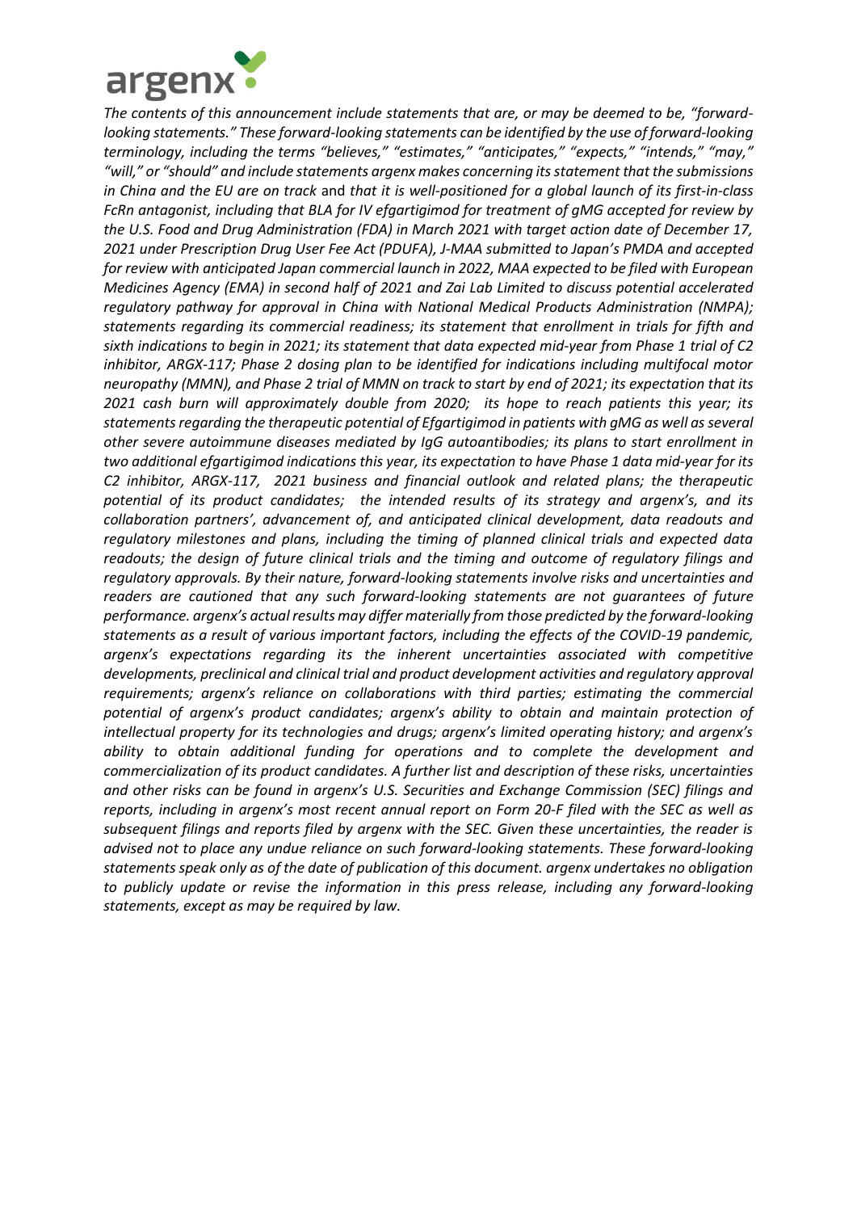*The contents of this announcement include statements that are, or may be deemed to be, "forward-looking statements." These forward-looking statements can be identified by the use of forward-looking terminology, including the terms "believes," "estimates," "anticipates," "expects," "intends," "may," "will," or "should" and include statements argenx makes concerning its statement that the submissions in China and the EU are on track* and *that it is well-positioned for a global launch of its first-in-class FcRn antagonist, including that BLA for IV efgartigimod for treatment of gMG accepted for review by the U.S. Food and Drug Administration (FDA) in March 2021 with target action date of December 17, 2021 under Prescription Drug User Fee Act (PDUFA), J-MAA submitted to Japan's PMDA and accepted for review with anticipated Japan commercial launch in 2022, MAA expected to be filed with European Medicines Agency (EMA) in second half of 2021 and Zai Lab Limited to discuss potential accelerated regulatory pathway for approval in China with National Medical Products Administration (NMPA); statements regarding its commercial readiness; its statement that enrollment in trials for fifth and sixth indications to begin in 2021; its statement that data expected mid-year from Phase 1 trial of C2 inhibitor, ARGX-117; Phase 2 dosing plan to be identified for indications including multifocal motor neuropathy (MMN), and Phase 2 trial of MMN on track to start by end of 2021; its expectation that its 2021 cash burn will approximately double from 2020; its hope to reach patients this year; its statements regarding the therapeutic potential of Efgartigimod in patients with gMG as well as several other severe autoimmune diseases mediated by IgG autoantibodies; its plans to start enrollment in two additional efgartigimod indications this year, its expectation to have Phase 1 data mid-year for its C2 inhibitor, ARGX-117, 2021 business and financial outlook and related plans; the therapeutic potential of its product candidates; the intended results of its strategy and argenx's, and its collaboration partners', advancement of, and anticipated clinical development, data readouts and regulatory milestones and plans, including the timing of planned clinical trials and expected data readouts; the design of future clinical trials and the timing and outcome of regulatory filings and regulatory approvals. By their nature, forward-looking statements involve risks and uncertainties and readers are cautioned that any such forward-looking statements are not guarantees of future performance. argenx's actual results may differ materially from those predicted by the forward-looking statements as a result of various important factors, including the effects of the COVID-19 pandemic, argenx's expectations regarding its the inherent uncertainties associated with competitive developments, preclinical and clinical trial and product development activities and regulatory approval requirements; argenx's reliance on collaborations with third parties; estimating the commercial potential of argenx's product candidates; argenx's ability to obtain and maintain protection of intellectual property for its technologies and drugs; argenx's limited operating history; and argenx's ability to obtain additional funding for operations and to complete the development and commercialization of its product candidates. A further list and description of these risks, uncertainties and other risks can be found in argenx's U.S. Securities and Exchange Commission (SEC) filings and reports, including in argenx's most recent annual report on Form 20-F filed with the SEC as well as subsequent filings and reports filed by argenx with the SEC. Given these uncertainties, the reader is advised not to place any undue reliance on such forward-looking statements. These forward-looking statements speak only as of the date of publication of this document. argenx undertakes no obligation to publicly update or revise the information in this press release, including any forward-looking statements, except as may be required by law.*